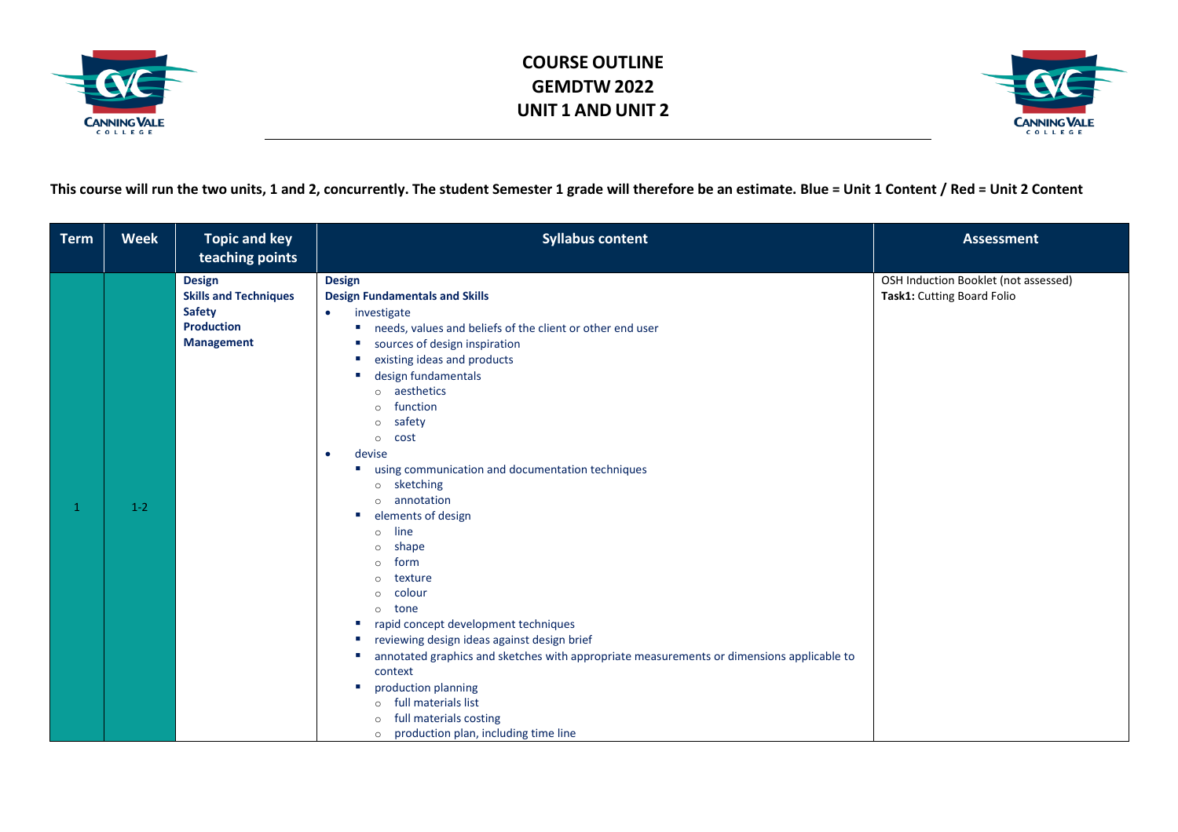# COURSE OUTLINE
# GEMDTW 2022
# UNIT 1 AND UNIT 2

**This course will run the two units, 1 and 2, concurrently. The student Semester 1 grade will therefore be an estimate. Blue = Unit 1 Content / Red = Unit 2 Content**

| Term | Week | Topic and key teaching points | Syllabus content | Assessment |
|---|---|---|---|---|
| 1 | 1-2 | **Design**<br>**Skills and Techniques**<br>**Safety**<br>**Production**<br>**Management** | **Design**<br>**Design Fundamentals and Skills**<br>• investigate<br>  ▪ needs, values and beliefs of the client or other end user<br>  ▪ sources of design inspiration<br>  ▪ existing ideas and products<br>  ▪ design fundamentals<br>    ○ aesthetics<br>    ○ function<br>    ○ safety<br>    ○ cost<br>• devise<br>  ▪ using communication and documentation techniques<br>    ○ sketching<br>    ○ annotation<br>  ▪ elements of design<br>    ○ line<br>    ○ shape<br>    ○ form<br>    ○ texture<br>    ○ colour<br>    ○ tone<br>  ▪ rapid concept development techniques<br>  ▪ reviewing design ideas against design brief<br>  ▪ annotated graphics and sketches with appropriate measurements or dimensions applicable to context<br>  ▪ production planning<br>    ○ full materials list<br>    ○ full materials costing<br>    ○ production plan, including time line | OSH Induction Booklet (not assessed)<br>**Task1:** Cutting Board Folio |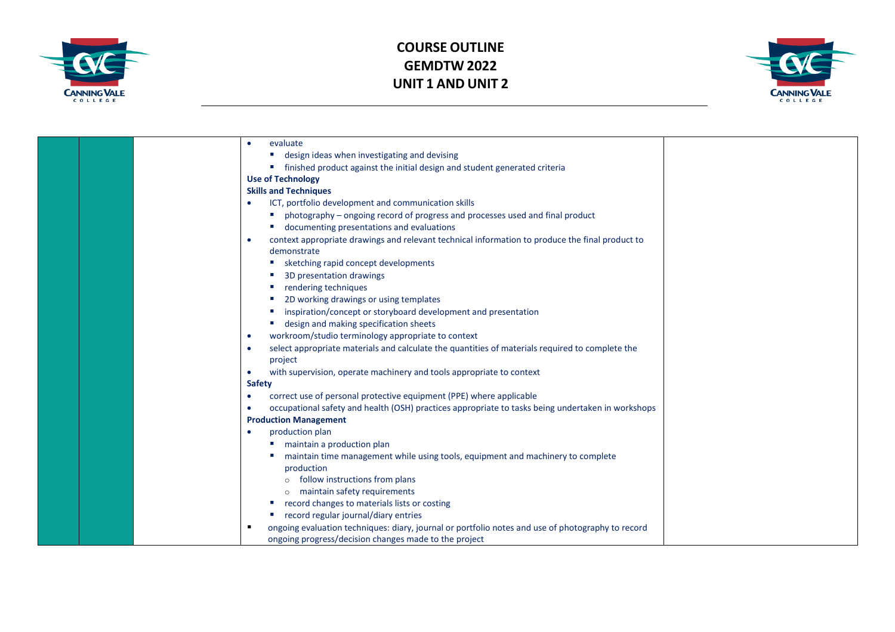| | | | | |
|---|---|---|---|---|
| | | | • evaluate<br>  ▪ design ideas when investigating and devising<br>  ▪ finished product against the initial design and student generated criteria<br>**Use of Technology**<br>**Skills and Techniques**<br>• ICT, portfolio development and communication skills<br>  ▪ photography – ongoing record of progress and processes used and final product<br>  ▪ documenting presentations and evaluations<br>• context appropriate drawings and relevant technical information to produce the final product to demonstrate<br>  ▪ sketching rapid concept developments<br>  ▪ 3D presentation drawings<br>  ▪ rendering techniques<br>  ▪ 2D working drawings or using templates<br>  ▪ inspiration/concept or storyboard development and presentation<br>  ▪ design and making specification sheets<br>• workroom/studio terminology appropriate to context<br>• select appropriate materials and calculate the quantities of materials required to complete the project<br>• with supervision, operate machinery and tools appropriate to context<br>**Safety**<br>• correct use of personal protective equipment (PPE) where applicable<br>• occupational safety and health (OSH) practices appropriate to tasks being undertaken in workshops<br>**Production Management**<br>• production plan<br>  ▪ maintain a production plan<br>  ▪ maintain time management while using tools, equipment and machinery to complete production<br>    ○ follow instructions from plans<br>    ○ maintain safety requirements<br>  ▪ record changes to materials lists or costing<br>  ▪ record regular journal/diary entries<br>▪ ongoing evaluation techniques: diary, journal or portfolio notes and use of photography to record ongoing progress/decision changes made to the project | |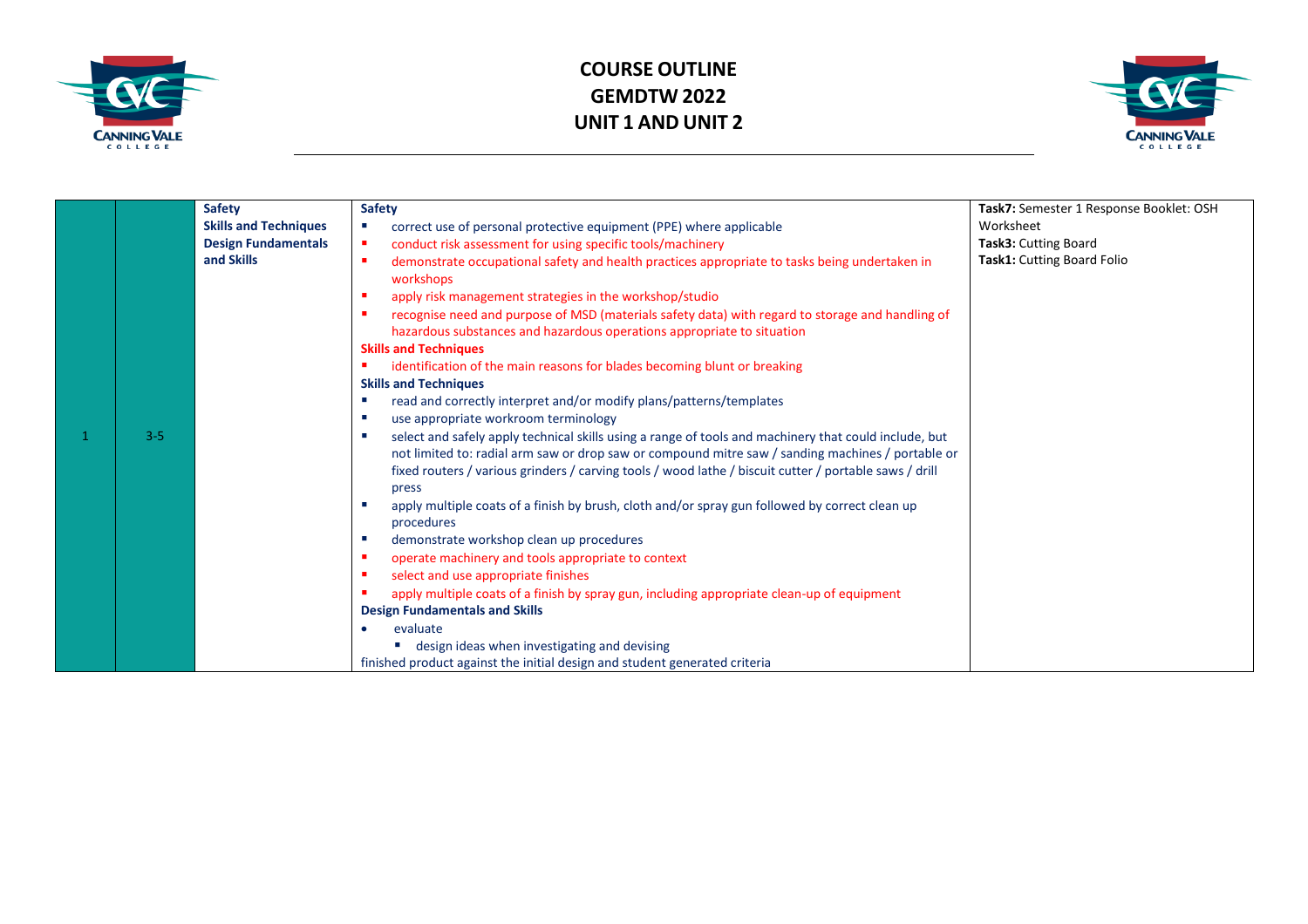# COURSE OUTLINE
# GEMDTW 2022
# UNIT 1 AND UNIT 2

| | | | | |
|---|---|---|---|---|
| 1 | 3-5 | **Safety**<br>**Skills and Techniques**<br>**Design Fundamentals and Skills** | **Safety**<br>▪ correct use of personal protective equipment (PPE) where applicable<br>▪ conduct risk assessment for using specific tools/machinery<br>▪ demonstrate occupational safety and health practices appropriate to tasks being undertaken in workshops<br>▪ apply risk management strategies in the workshop/studio<br>▪ recognise need and purpose of MSD (materials safety data) with regard to storage and handling of hazardous substances and hazardous operations appropriate to situation<br>**Skills and Techniques**<br>▪ identification of the main reasons for blades becoming blunt or breaking<br>**Skills and Techniques**<br>▪ read and correctly interpret and/or modify plans/patterns/templates<br>▪ use appropriate workroom terminology<br>▪ select and safely apply technical skills using a range of tools and machinery that could include, but not limited to: radial arm saw or drop saw or compound mitre saw / sanding machines / portable or fixed routers / various grinders / carving tools / wood lathe / biscuit cutter / portable saws / drill press<br>▪ apply multiple coats of a finish by brush, cloth and/or spray gun followed by correct clean up procedures<br>▪ demonstrate workshop clean up procedures<br>▪ operate machinery and tools appropriate to context<br>▪ select and use appropriate finishes<br>▪ apply multiple coats of a finish by spray gun, including appropriate clean-up of equipment<br>**Design Fundamentals and Skills**<br>• evaluate<br>&nbsp;&nbsp;▪ design ideas when investigating and devising<br>finished product against the initial design and student generated criteria | **Task7:** Semester 1 Response Booklet: OSH Worksheet<br>**Task3:** Cutting Board<br>**Task1:** Cutting Board Folio |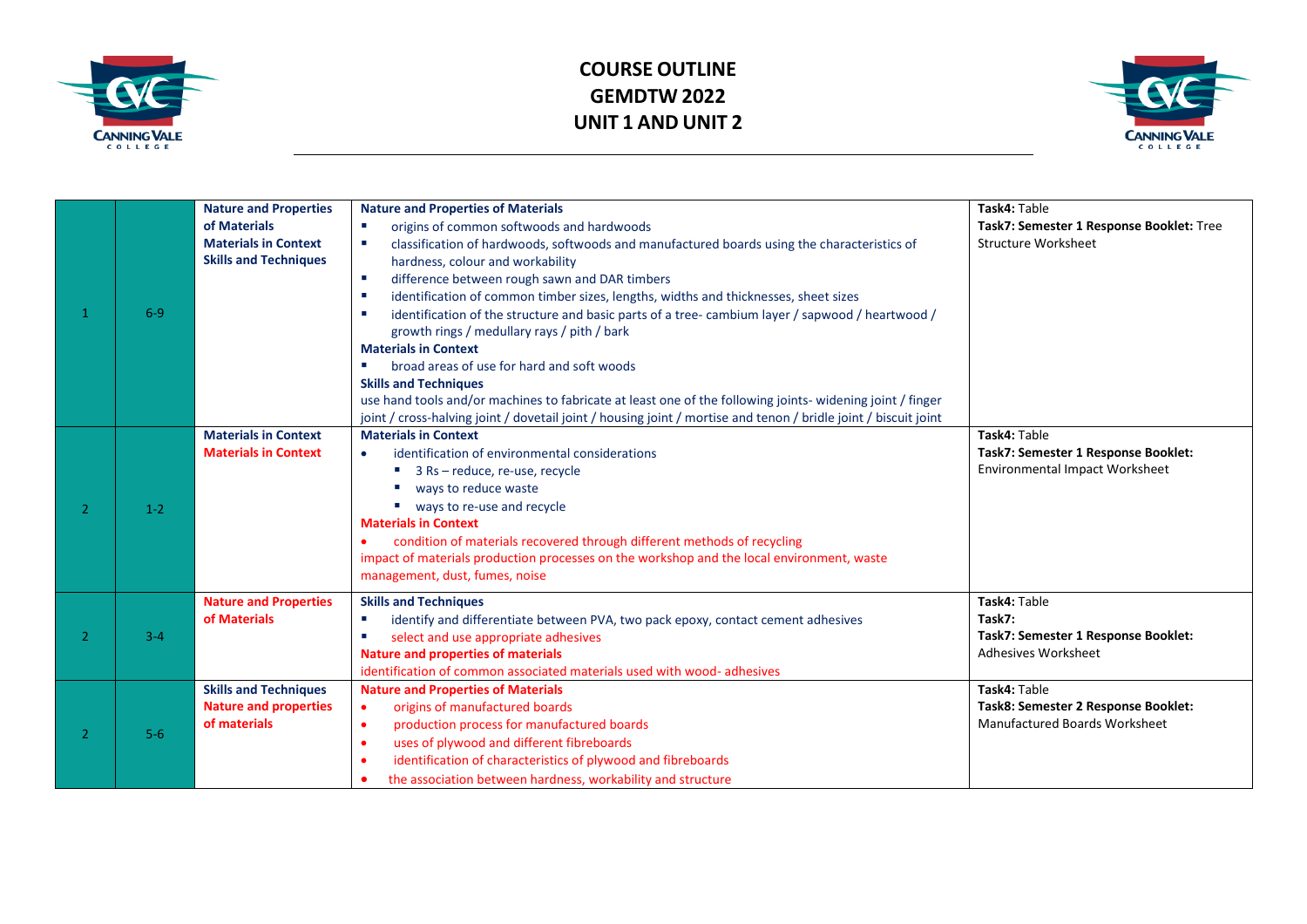# COURSE OUTLINE
# GEMDTW 2022
# UNIT 1 AND UNIT 2

| | | | | |
|---|---|---|---|---|
| 1 | 6-9 | **Nature and Properties of Materials**<br>**Materials in Context**<br>**Skills and Techniques** | **Nature and Properties of Materials**<br>▪ origins of common softwoods and hardwoods<br>▪ classification of hardwoods, softwoods and manufactured boards using the characteristics of hardness, colour and workability<br>▪ difference between rough sawn and DAR timbers<br>▪ identification of common timber sizes, lengths, widths and thicknesses, sheet sizes<br>▪ identification of the structure and basic parts of a tree- cambium layer / sapwood / heartwood / growth rings / medullary rays / pith / bark<br>**Materials in Context**<br>▪ broad areas of use for hard and soft woods<br>**Skills and Techniques**<br>use hand tools and/or machines to fabricate at least one of the following joints- widening joint / finger joint / cross-halving joint / dovetail joint / housing joint / mortise and tenon / bridle joint / biscuit joint | **Task4:** Table<br>**Task7: Semester 1 Response Booklet:** Tree Structure Worksheet |
| 2 | 1-2 | **Materials in Context**<br>**Materials in Context** | **Materials in Context**<br>• identification of environmental considerations<br>  ▪ 3 Rs – reduce, re-use, recycle<br>  ▪ ways to reduce waste<br>  ▪ ways to re-use and recycle<br>**Materials in Context**<br>• condition of materials recovered through different methods of recycling<br>impact of materials production processes on the workshop and the local environment, waste management, dust, fumes, noise | **Task4:** Table<br>**Task7: Semester 1 Response Booklet:** Environmental Impact Worksheet |
| 2 | 3-4 | **Nature and Properties of Materials** | **Skills and Techniques**<br>▪ identify and differentiate between PVA, two pack epoxy, contact cement adhesives<br>▪ select and use appropriate adhesives<br>**Nature and properties of materials**<br>identification of common associated materials used with wood- adhesives | **Task4:** Table<br>**Task7:**<br>**Task7: Semester 1 Response Booklet:** Adhesives Worksheet |
| 2 | 5-6 | **Skills and Techniques**<br>**Nature and properties of materials** | **Nature and Properties of Materials**<br>• origins of manufactured boards<br>• production process for manufactured boards<br>• uses of plywood and different fibreboards<br>• identification of characteristics of plywood and fibreboards<br>• the association between hardness, workability and structure | **Task4:** Table<br>**Task8: Semester 2 Response Booklet:** Manufactured Boards Worksheet |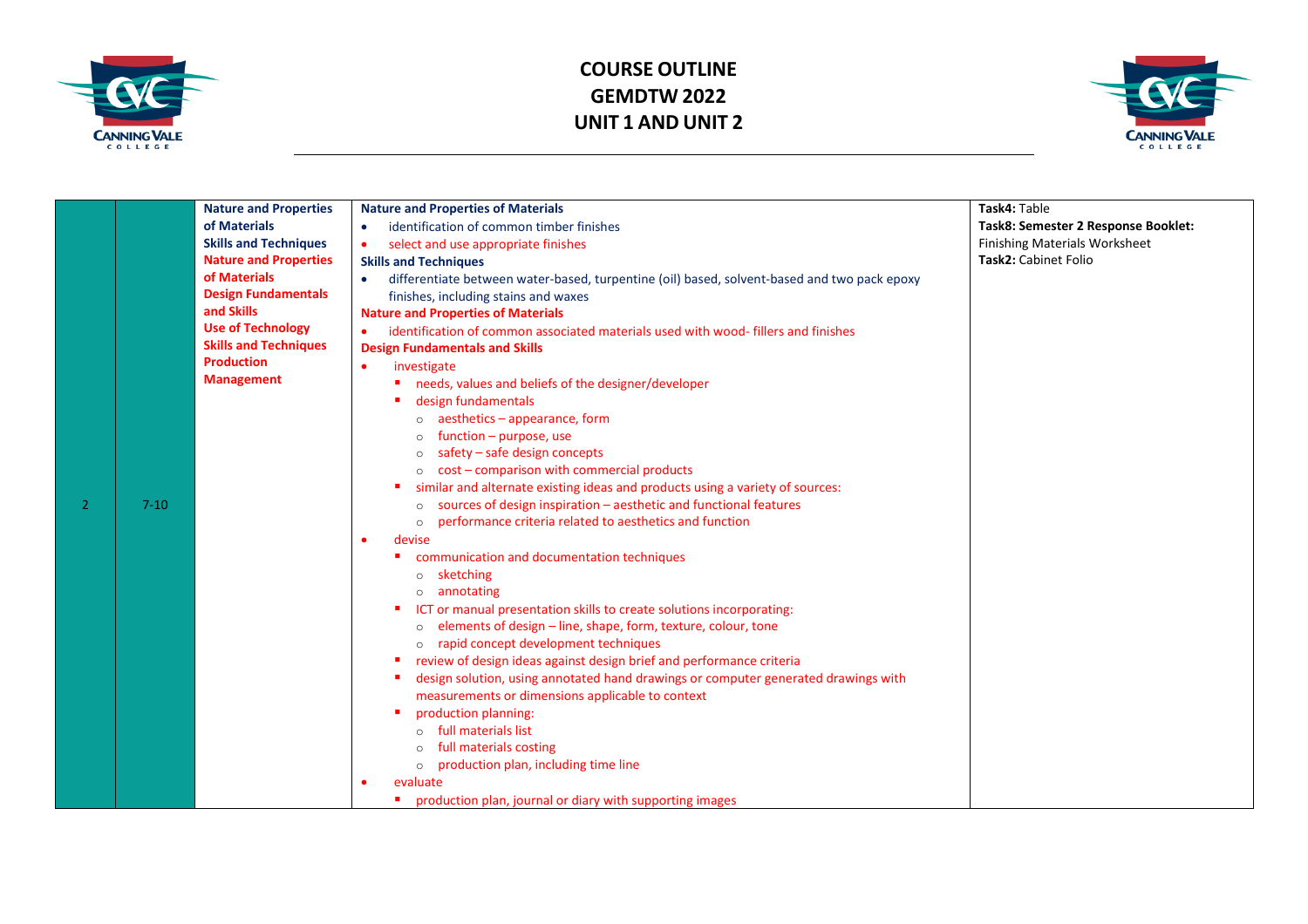# COURSE OUTLINE
# GEMDTW 2022
# UNIT 1 AND UNIT 2

| | | | | |
|---|---|---|---|---|
| 2 | 7-10 | **Nature and Properties of Materials**<br>**Skills and Techniques**<br>**Nature and Properties of Materials**<br>**Design Fundamentals and Skills**<br>**Use of Technology**<br>**Skills and Techniques**<br>**Production Management** | **Nature and Properties of Materials**<br>• identification of common timber finishes<br>• select and use appropriate finishes<br>**Skills and Techniques**<br>• differentiate between water-based, turpentine (oil) based, solvent-based and two pack epoxy finishes, including stains and waxes<br>**Nature and Properties of Materials**<br>• identification of common associated materials used with wood- fillers and finishes<br>**Design Fundamentals and Skills**<br>• investigate<br>▪ needs, values and beliefs of the designer/developer<br>▪ design fundamentals<br>○ aesthetics – appearance, form<br>○ function – purpose, use<br>○ safety – safe design concepts<br>○ cost – comparison with commercial products<br>▪ similar and alternate existing ideas and products using a variety of sources:<br>○ sources of design inspiration – aesthetic and functional features<br>○ performance criteria related to aesthetics and function<br>• devise<br>▪ communication and documentation techniques<br>○ sketching<br>○ annotating<br>▪ ICT or manual presentation skills to create solutions incorporating:<br>○ elements of design – line, shape, form, texture, colour, tone<br>○ rapid concept development techniques<br>▪ review of design ideas against design brief and performance criteria<br>▪ design solution, using annotated hand drawings or computer generated drawings with measurements or dimensions applicable to context<br>▪ production planning:<br>○ full materials list<br>○ full materials costing<br>○ production plan, including time line<br>• evaluate<br>▪ production plan, journal or diary with supporting images | **Task4:** Table<br>**Task8: Semester 2 Response Booklet:** Finishing Materials Worksheet<br>**Task2:** Cabinet Folio |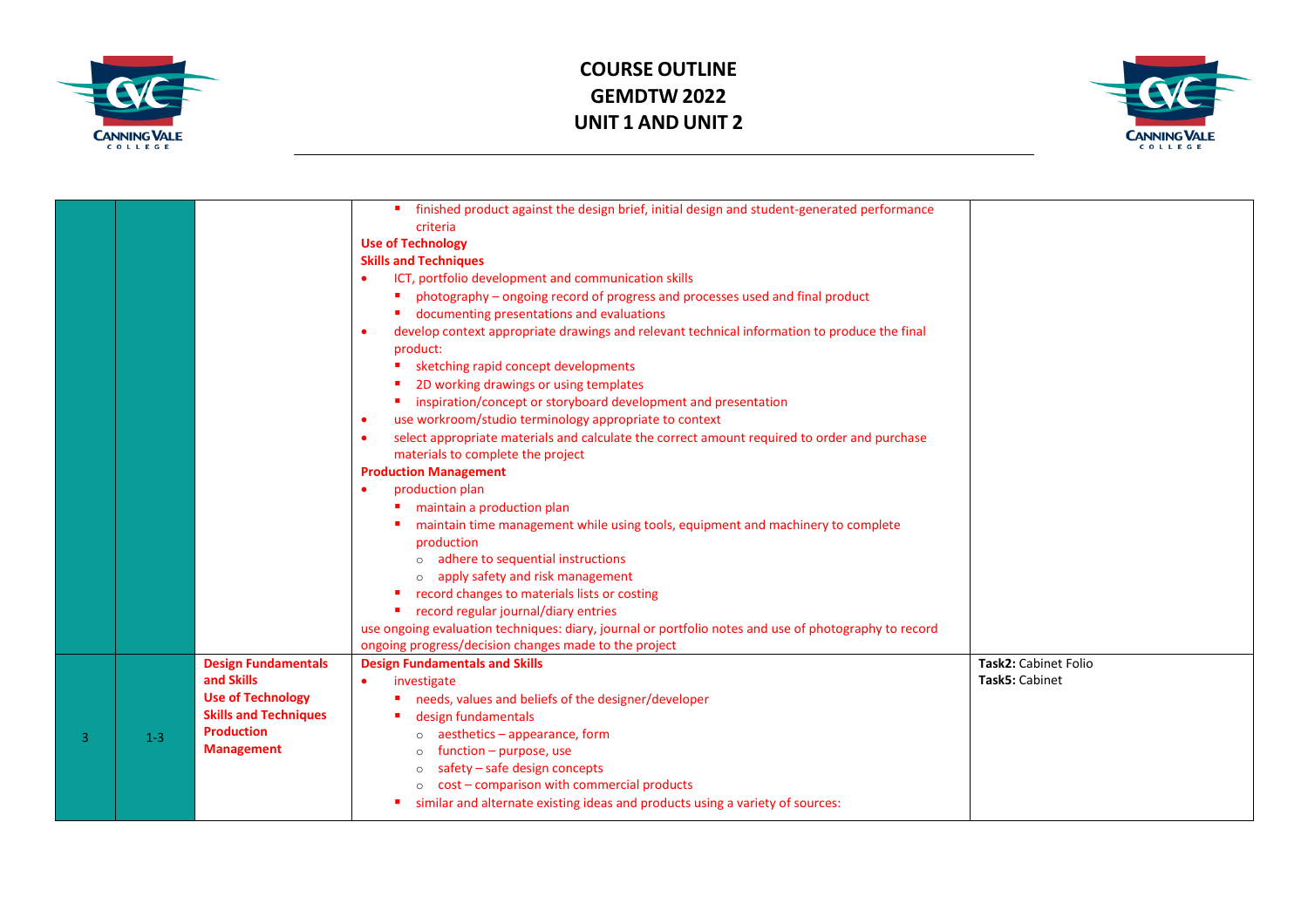| | | | | |
|---|---|---|---|---|
| | | | ▪ finished product against the design brief, initial design and student-generated performance criteria<br>**Use of Technology**<br>**Skills and Techniques**<br>• ICT, portfolio development and communication skills<br>▪ photography – ongoing record of progress and processes used and final product<br>▪ documenting presentations and evaluations<br>• develop context appropriate drawings and relevant technical information to produce the final product:<br>▪ sketching rapid concept developments<br>▪ 2D working drawings or using templates<br>▪ inspiration/concept or storyboard development and presentation<br>• use workroom/studio terminology appropriate to context<br>• select appropriate materials and calculate the correct amount required to order and purchase materials to complete the project<br>**Production Management**<br>• production plan<br>▪ maintain a production plan<br>▪ maintain time management while using tools, equipment and machinery to complete production<br>○ adhere to sequential instructions<br>○ apply safety and risk management<br>▪ record changes to materials lists or costing<br>▪ record regular journal/diary entries<br>use ongoing evaluation techniques: diary, journal or portfolio notes and use of photography to record ongoing progress/decision changes made to the project | |
| 3 | 1-3 | **Design Fundamentals and Skills**<br>**Use of Technology**<br>**Skills and Techniques**<br>**Production Management** | **Design Fundamentals and Skills**<br>• investigate<br>▪ needs, values and beliefs of the designer/developer<br>▪ design fundamentals<br>○ aesthetics – appearance, form<br>○ function – purpose, use<br>○ safety – safe design concepts<br>○ cost – comparison with commercial products<br>▪ similar and alternate existing ideas and products using a variety of sources: | **Task2:** Cabinet Folio<br>**Task5:** Cabinet |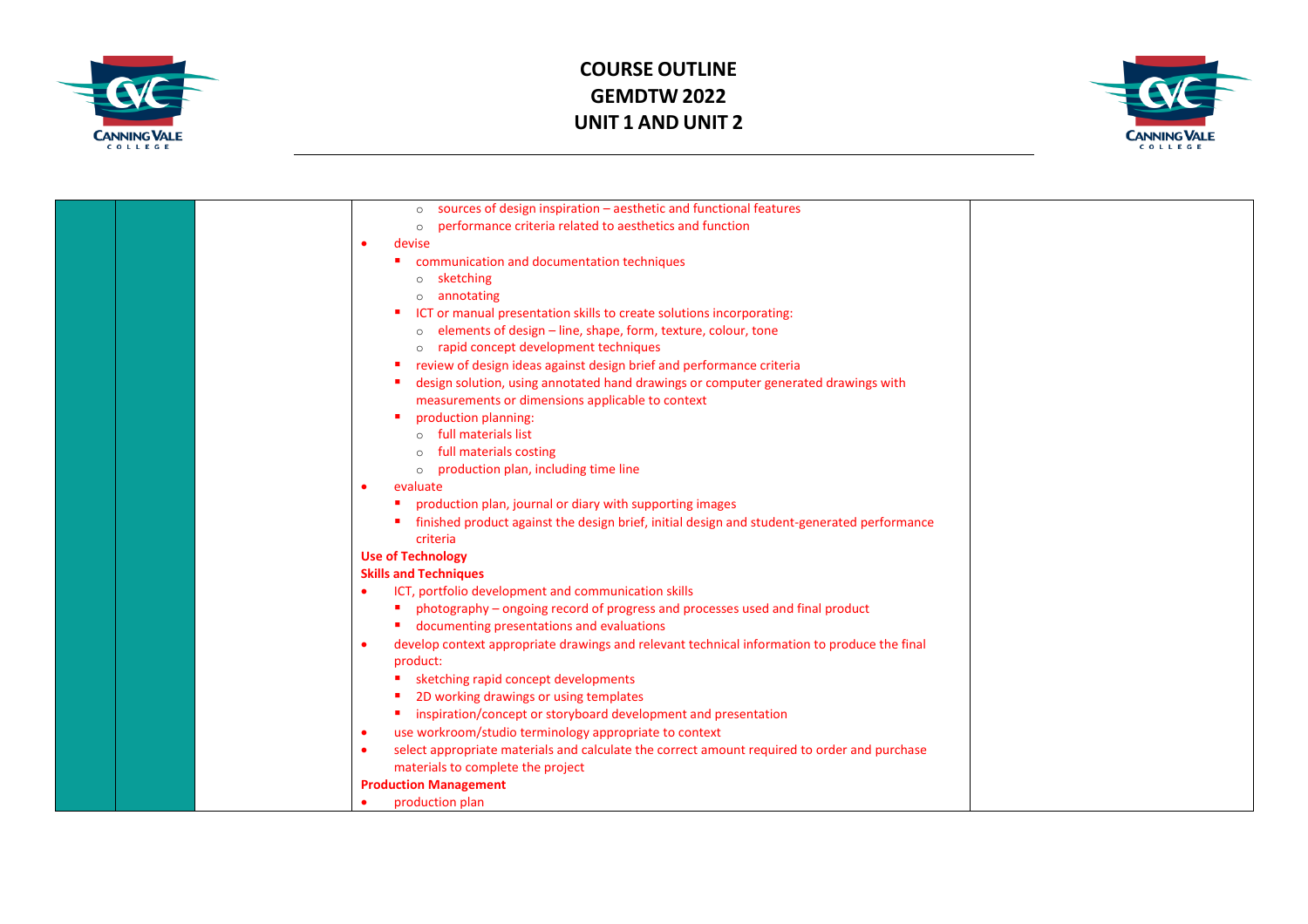| | | | | |
|---|---|---|---|---|
| | | | ○ sources of design inspiration – aesthetic and functional features<br>○ performance criteria related to aesthetics and function<br>• devise<br>▪ communication and documentation techniques<br>○ sketching<br>○ annotating<br>▪ ICT or manual presentation skills to create solutions incorporating:<br>○ elements of design – line, shape, form, texture, colour, tone<br>○ rapid concept development techniques<br>▪ review of design ideas against design brief and performance criteria<br>▪ design solution, using annotated hand drawings or computer generated drawings with measurements or dimensions applicable to context<br>▪ production planning:<br>○ full materials list<br>○ full materials costing<br>○ production plan, including time line<br>• evaluate<br>▪ production plan, journal or diary with supporting images<br>▪ finished product against the design brief, initial design and student-generated performance criteria<br>**Use of Technology**<br>**Skills and Techniques**<br>• ICT, portfolio development and communication skills<br>▪ photography – ongoing record of progress and processes used and final product<br>▪ documenting presentations and evaluations<br>• develop context appropriate drawings and relevant technical information to produce the final product:<br>▪ sketching rapid concept developments<br>▪ 2D working drawings or using templates<br>▪ inspiration/concept or storyboard development and presentation<br>• use workroom/studio terminology appropriate to context<br>• select appropriate materials and calculate the correct amount required to order and purchase materials to complete the project<br>**Production Management**<br>• production plan | |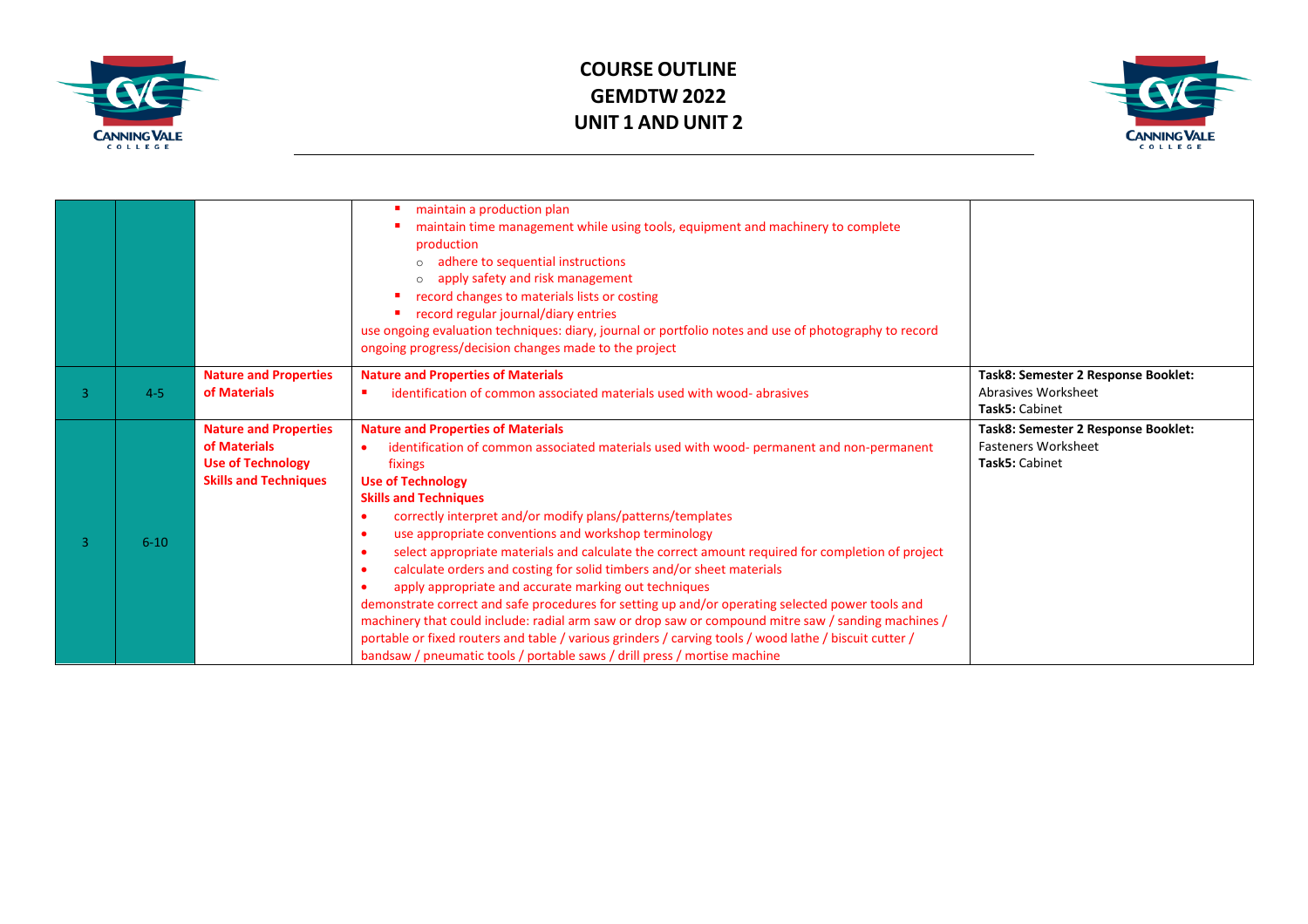# COURSE OUTLINE
# GEMDTW 2022
# UNIT 1 AND UNIT 2

| | | | | |
|---|---|---|---|---|
| | | | ▪ maintain a production plan<br>▪ maintain time management while using tools, equipment and machinery to complete production<br>&nbsp;&nbsp;&nbsp;&nbsp;○ adhere to sequential instructions<br>&nbsp;&nbsp;&nbsp;&nbsp;○ apply safety and risk management<br>▪ record changes to materials lists or costing<br>▪ record regular journal/diary entries<br>use ongoing evaluation techniques: diary, journal or portfolio notes and use of photography to record ongoing progress/decision changes made to the project | |
| 3 | 4-5 | **Nature and Properties of Materials** | **Nature and Properties of Materials**<br>▪ identification of common associated materials used with wood- abrasives | **Task8: Semester 2 Response Booklet:**<br>Abrasives Worksheet<br>**Task5:** Cabinet |
| 3 | 6-10 | **Nature and Properties of Materials**<br>**Use of Technology**<br>**Skills and Techniques** | **Nature and Properties of Materials**<br>• identification of common associated materials used with wood- permanent and non-permanent fixings<br>**Use of Technology**<br>**Skills and Techniques**<br>• correctly interpret and/or modify plans/patterns/templates<br>• use appropriate conventions and workshop terminology<br>• select appropriate materials and calculate the correct amount required for completion of project<br>• calculate orders and costing for solid timbers and/or sheet materials<br>• apply appropriate and accurate marking out techniques<br>demonstrate correct and safe procedures for setting up and/or operating selected power tools and machinery that could include: radial arm saw or drop saw or compound mitre saw / sanding machines / portable or fixed routers and table / various grinders / carving tools / wood lathe / biscuit cutter / bandsaw / pneumatic tools / portable saws / drill press / mortise machine | **Task8: Semester 2 Response Booklet:**<br>Fasteners Worksheet<br>**Task5:** Cabinet |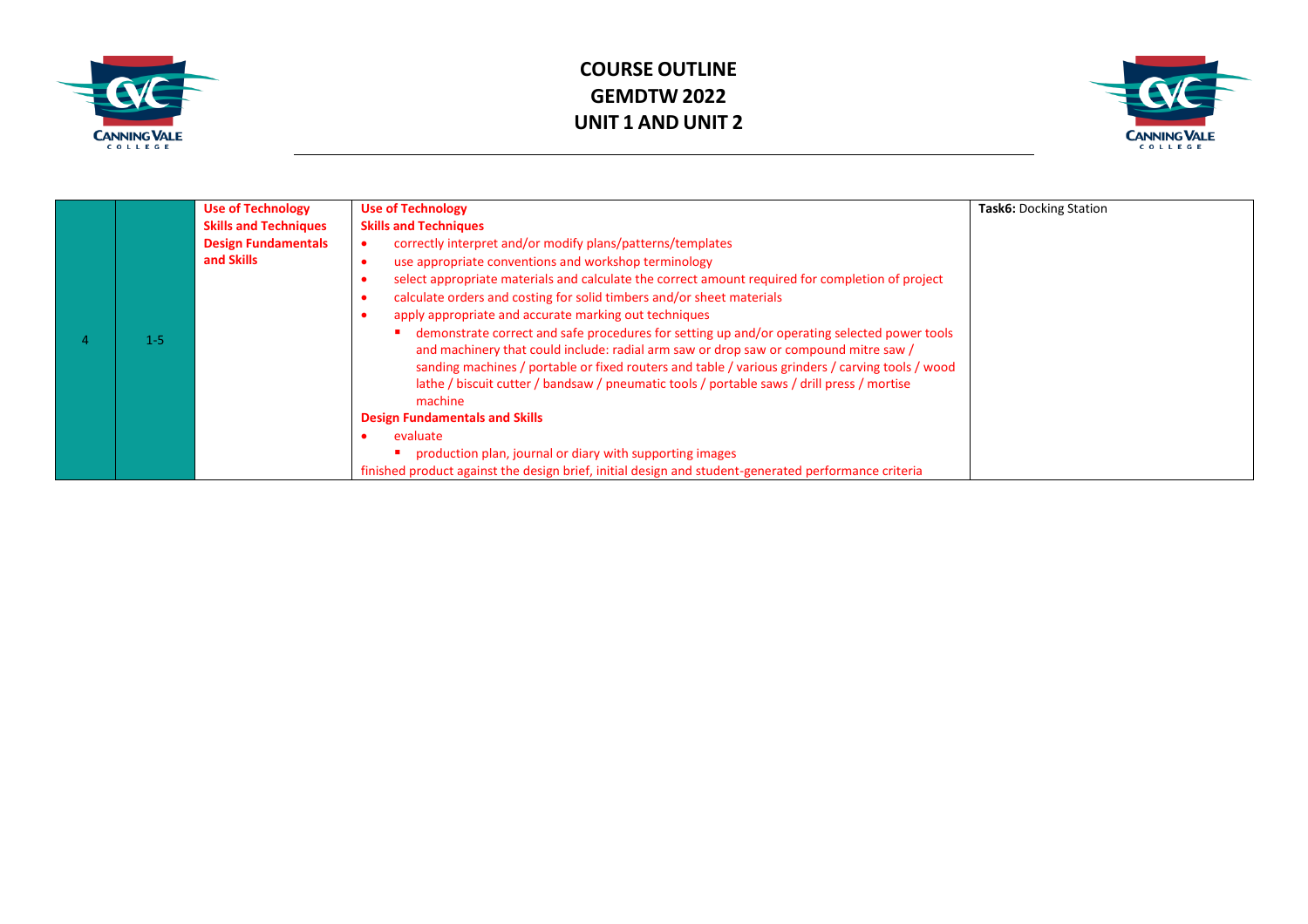# COURSE OUTLINE
# GEMDTW 2022
# UNIT 1 AND UNIT 2

| | | | | |
|---|---|---|---|---|
| 4 | 1-5 | **Use of Technology**<br>**Skills and Techniques**<br>**Design Fundamentals and Skills** | **Use of Technology**<br>**Skills and Techniques**<br>• correctly interpret and/or modify plans/patterns/templates<br>• use appropriate conventions and workshop terminology<br>• select appropriate materials and calculate the correct amount required for completion of project<br>• calculate orders and costing for solid timbers and/or sheet materials<br>• apply appropriate and accurate marking out techniques<br>  ▪ demonstrate correct and safe procedures for setting up and/or operating selected power tools and machinery that could include: radial arm saw or drop saw or compound mitre saw / sanding machines / portable or fixed routers and table / various grinders / carving tools / wood lathe / biscuit cutter / bandsaw / pneumatic tools / portable saws / drill press / mortise machine<br>**Design Fundamentals and Skills**<br>• evaluate<br>  ▪ production plan, journal or diary with supporting images<br>finished product against the design brief, initial design and student-generated performance criteria | **Task6:** Docking Station |